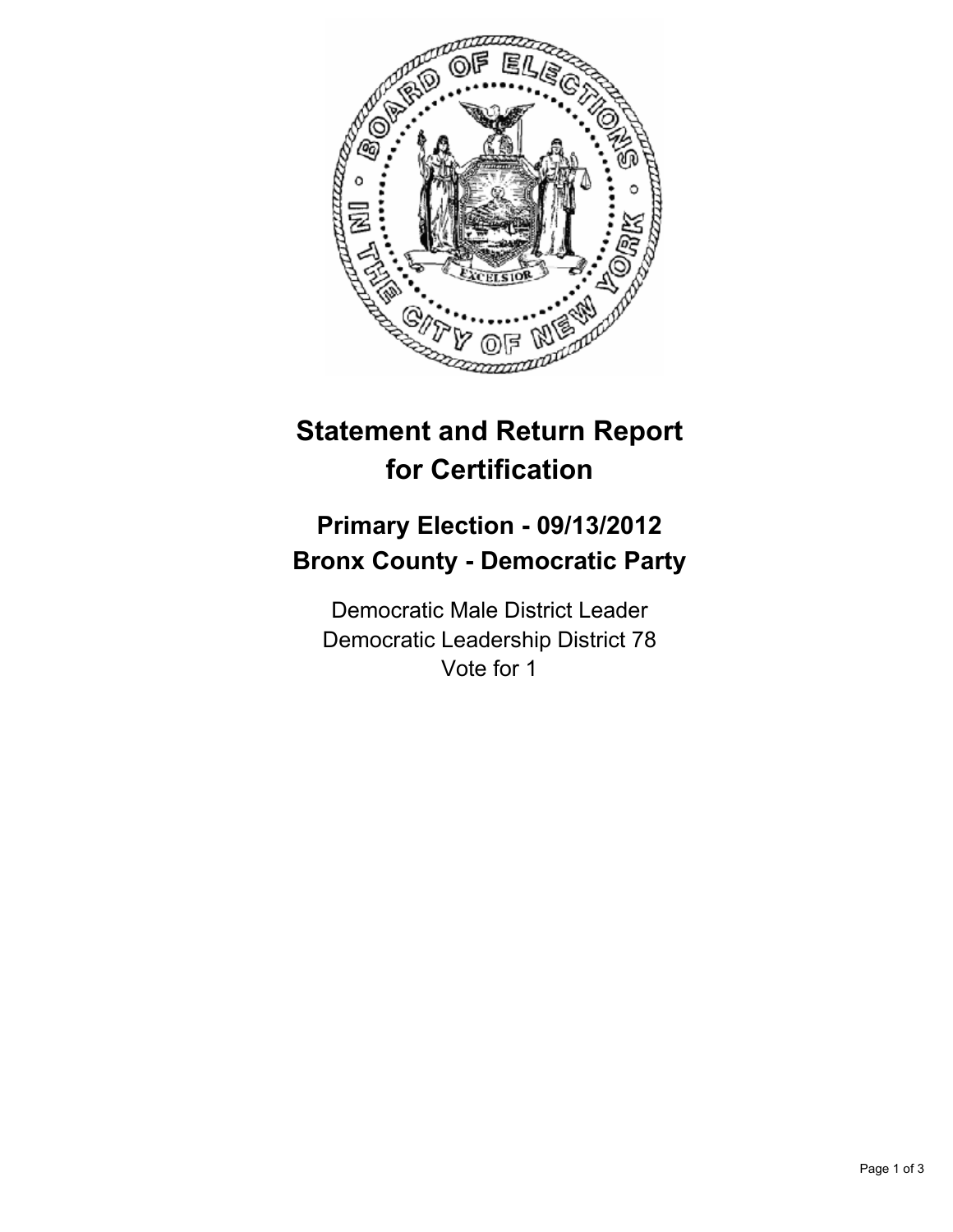# Statement and Return Report for Certification

## Primary Election - 09/13/2012
## Bronx County - Democratic Party

Democratic Male District Leader
Democratic Leadership District 78
Vote for 1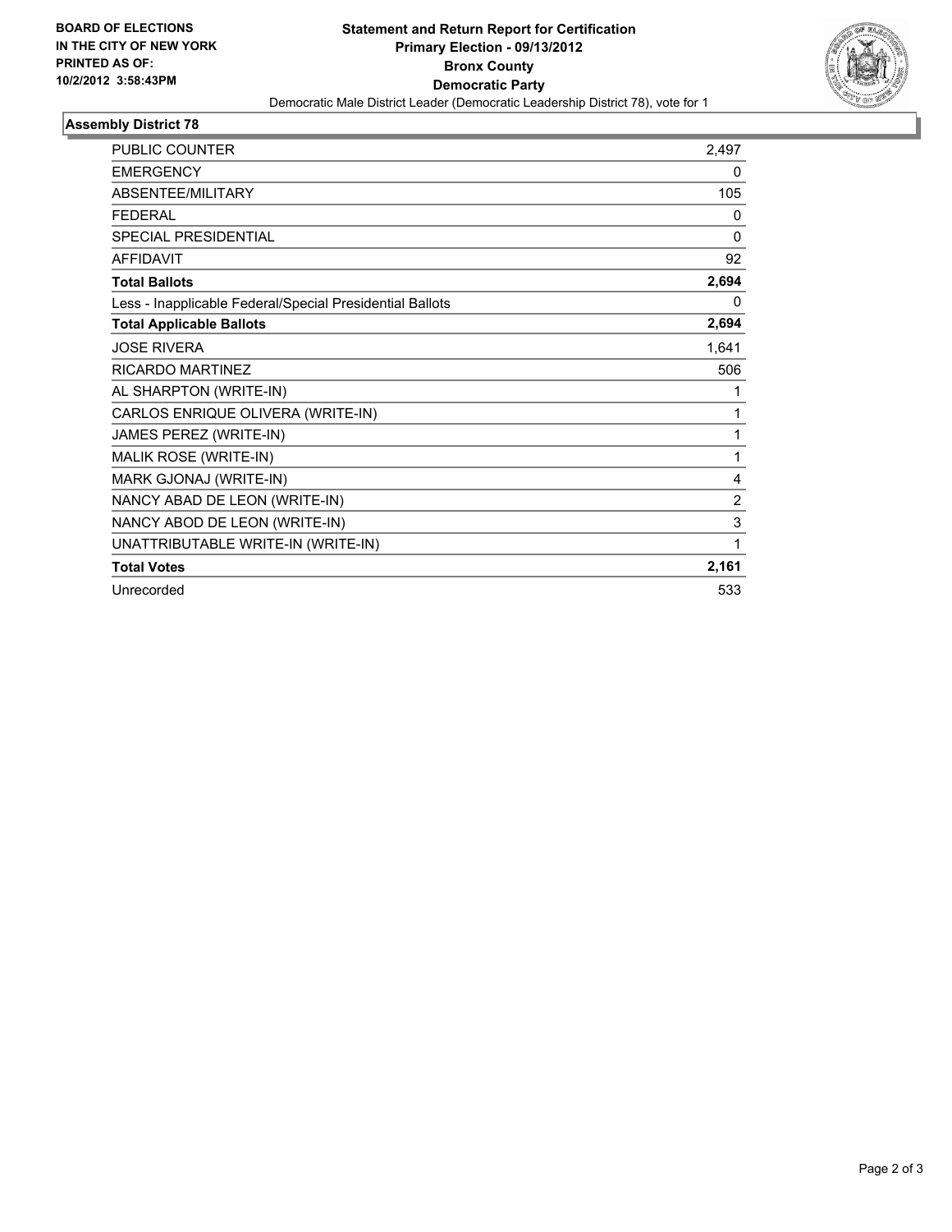**BOARD OF ELECTIONS IN THE CITY OF NEW YORK**
**PRINTED AS OF: 10/2/2012 3:58:43PM**

**Statement and Return Report for Certification**
**Primary Election - 09/13/2012**
**Bronx County**
**Democratic Party**
Democratic Male District Leader (Democratic Leadership District 78), vote for 1

## Assembly District 78

| | |
|---|---|
| PUBLIC COUNTER | 2,497 |
| EMERGENCY | 0 |
| ABSENTEE/MILITARY | 105 |
| FEDERAL | 0 |
| SPECIAL PRESIDENTIAL | 0 |
| AFFIDAVIT | 92 |
| **Total Ballots** | **2,694** |
| Less - Inapplicable Federal/Special Presidential Ballots | 0 |
| **Total Applicable Ballots** | **2,694** |
| JOSE RIVERA | 1,641 |
| RICARDO MARTINEZ | 506 |
| AL SHARPTON (WRITE-IN) | 1 |
| CARLOS ENRIQUE OLIVERA (WRITE-IN) | 1 |
| JAMES PEREZ (WRITE-IN) | 1 |
| MALIK ROSE (WRITE-IN) | 1 |
| MARK GJONAJ (WRITE-IN) | 4 |
| NANCY ABAD DE LEON (WRITE-IN) | 2 |
| NANCY ABOD DE LEON (WRITE-IN) | 3 |
| UNATTRIBUTABLE WRITE-IN (WRITE-IN) | 1 |
| **Total Votes** | **2,161** |
| Unrecorded | 533 |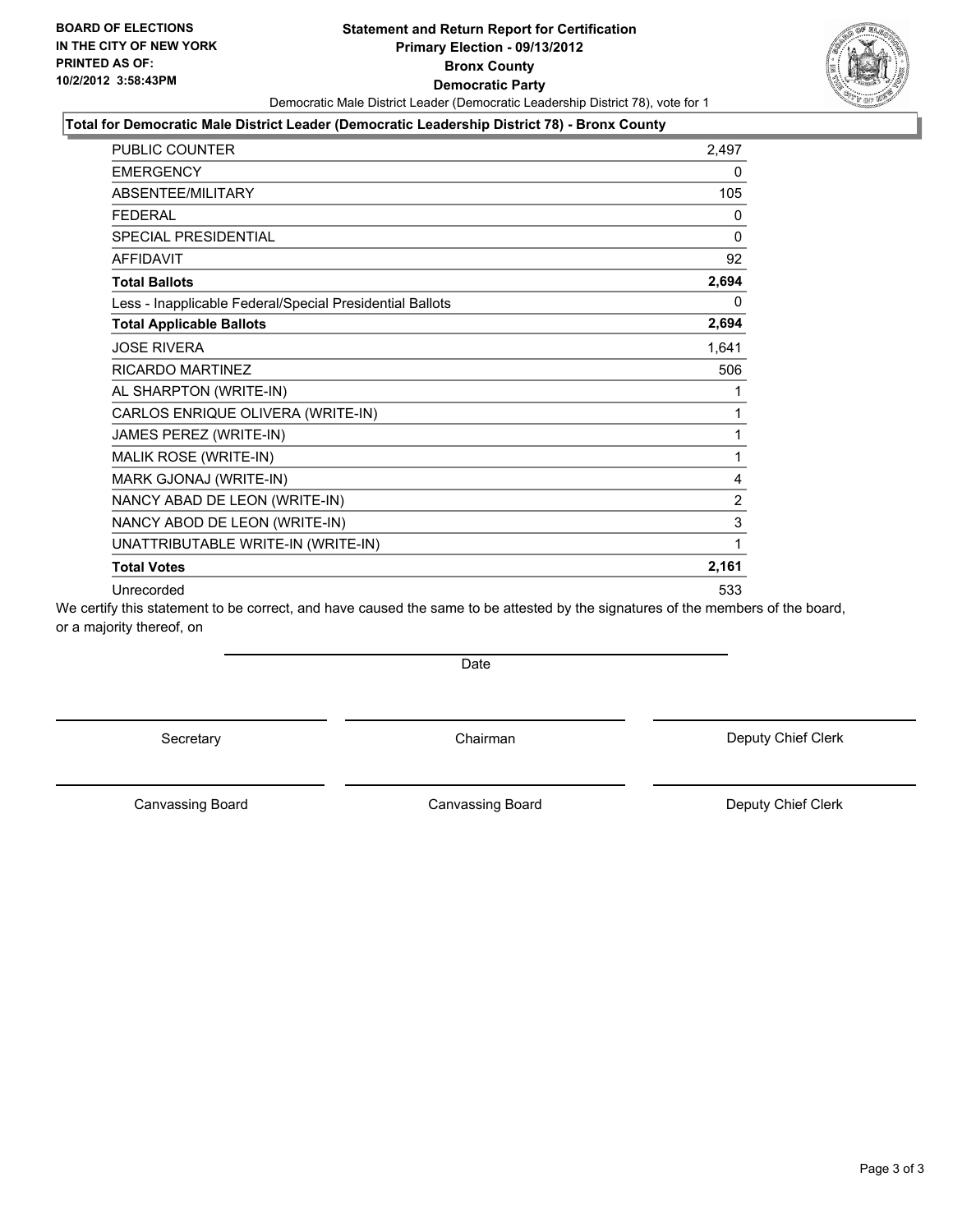**BOARD OF ELECTIONS IN THE CITY OF NEW YORK PRINTED AS OF: 10/2/2012 3:58:43PM**

# Statement and Return Report for Certification
## Primary Election - 09/13/2012
## Bronx County
## Democratic Party

Democratic Male District Leader (Democratic Leadership District 78), vote for 1

**Total for Democratic Male District Leader (Democratic Leadership District 78) - Bronx County**

| | |
|---|---|
| PUBLIC COUNTER | 2,497 |
| EMERGENCY | 0 |
| ABSENTEE/MILITARY | 105 |
| FEDERAL | 0 |
| SPECIAL PRESIDENTIAL | 0 |
| AFFIDAVIT | 92 |
| **Total Ballots** | **2,694** |
| Less - Inapplicable Federal/Special Presidential Ballots | 0 |
| **Total Applicable Ballots** | **2,694** |
| JOSE RIVERA | 1,641 |
| RICARDO MARTINEZ | 506 |
| AL SHARPTON (WRITE-IN) | 1 |
| CARLOS ENRIQUE OLIVERA (WRITE-IN) | 1 |
| JAMES PEREZ (WRITE-IN) | 1 |
| MALIK ROSE (WRITE-IN) | 1 |
| MARK GJONAJ (WRITE-IN) | 4 |
| NANCY ABAD DE LEON (WRITE-IN) | 2 |
| NANCY ABOD DE LEON (WRITE-IN) | 3 |
| UNATTRIBUTABLE WRITE-IN (WRITE-IN) | 1 |
| **Total Votes** | **2,161** |
| Unrecorded | 533 |

We certify this statement to be correct, and have caused the same to be attested by the signatures of the members of the board, or a majority thereof, on

Date

Secretary

Chairman

Deputy Chief Clerk

Canvassing Board

Canvassing Board

Deputy Chief Clerk